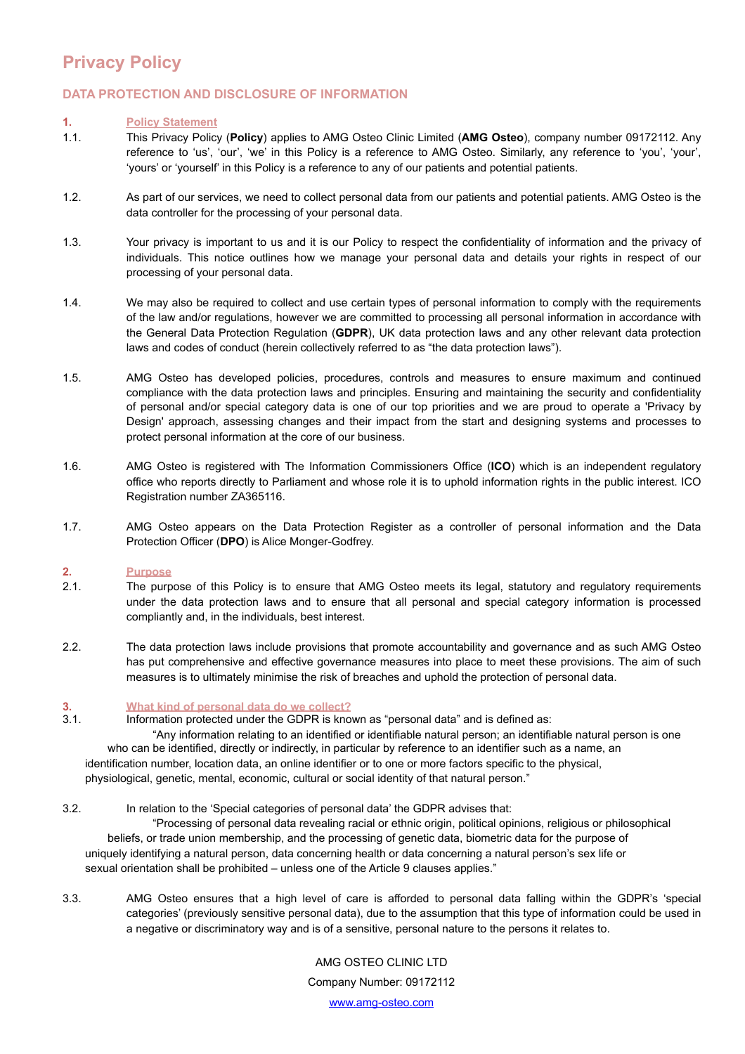# Privacy Policy

## DATA PROTECTION AND DISCLOSURE OF INFORMATION

### 1. Policy Statement

1.1. This Privacy Policy (**Policy**) applies to AMG Osteo Clinic Limited (**AMG Osteo**), company number 09172112. Any reference to 'us', 'our', 'we' in this Policy is a reference to AMG Osteo. Similarly, any reference to 'you', 'your', 'yours' or 'yourself' in this Policy is a reference to any of our patients and potential patients.

1.2. As part of our services, we need to collect personal data from our patients and potential patients. AMG Osteo is the data controller for the processing of your personal data.

1.3. Your privacy is important to us and it is our Policy to respect the confidentiality of information and the privacy of individuals. This notice outlines how we manage your personal data and details your rights in respect of our processing of your personal data.

1.4. We may also be required to collect and use certain types of personal information to comply with the requirements of the law and/or regulations, however we are committed to processing all personal information in accordance with the General Data Protection Regulation (**GDPR**), UK data protection laws and any other relevant data protection laws and codes of conduct (herein collectively referred to as "the data protection laws").

1.5. AMG Osteo has developed policies, procedures, controls and measures to ensure maximum and continued compliance with the data protection laws and principles. Ensuring and maintaining the security and confidentiality of personal and/or special category data is one of our top priorities and we are proud to operate a 'Privacy by Design' approach, assessing changes and their impact from the start and designing systems and processes to protect personal information at the core of our business.

1.6. AMG Osteo is registered with The Information Commissioners Office (**ICO**) which is an independent regulatory office who reports directly to Parliament and whose role it is to uphold information rights in the public interest. ICO Registration number ZA365116.

1.7. AMG Osteo appears on the Data Protection Register as a controller of personal information and the Data Protection Officer (**DPO**) is Alice Monger-Godfrey.

### 2. Purpose

2.1. The purpose of this Policy is to ensure that AMG Osteo meets its legal, statutory and regulatory requirements under the data protection laws and to ensure that all personal and special category information is processed compliantly and, in the individuals, best interest.

2.2. The data protection laws include provisions that promote accountability and governance and as such AMG Osteo has put comprehensive and effective governance measures into place to meet these provisions. The aim of such measures is to ultimately minimise the risk of breaches and uphold the protection of personal data.

### 3. What kind of personal data do we collect?

3.1. Information protected under the GDPR is known as "personal data" and is defined as:

"Any information relating to an identified or identifiable natural person; an identifiable natural person is one who can be identified, directly or indirectly, in particular by reference to an identifier such as a name, an identification number, location data, an online identifier or to one or more factors specific to the physical, physiological, genetic, mental, economic, cultural or social identity of that natural person."

3.2. In relation to the 'Special categories of personal data' the GDPR advises that:

"Processing of personal data revealing racial or ethnic origin, political opinions, religious or philosophical beliefs, or trade union membership, and the processing of genetic data, biometric data for the purpose of uniquely identifying a natural person, data concerning health or data concerning a natural person's sex life or sexual orientation shall be prohibited – unless one of the Article 9 clauses applies."

3.3. AMG Osteo ensures that a high level of care is afforded to personal data falling within the GDPR's 'special categories' (previously sensitive personal data), due to the assumption that this type of information could be used in a negative or discriminatory way and is of a sensitive, personal nature to the persons it relates to.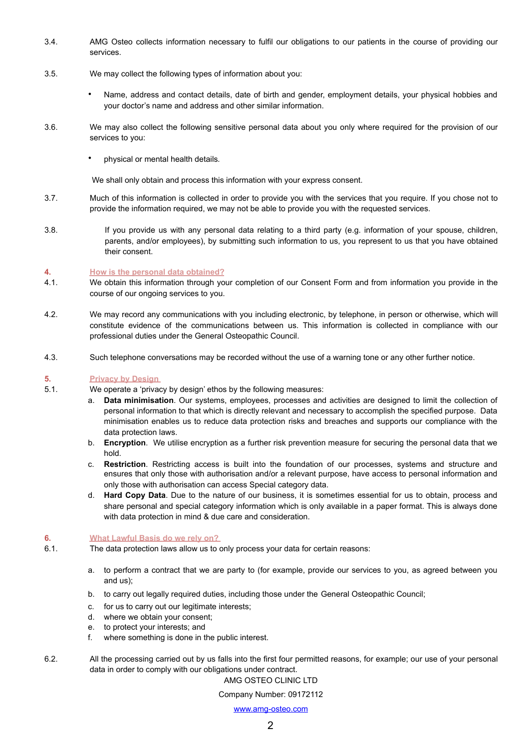3.4. AMG Osteo collects information necessary to fulfil our obligations to our patients in the course of providing our services.

3.5. We may collect the following types of information about you:

- Name, address and contact details, date of birth and gender, employment details, your physical hobbies and your doctor's name and address and other similar information.

3.6. We may also collect the following sensitive personal data about you only where required for the provision of our services to you:

- physical or mental health details.

We shall only obtain and process this information with your express consent.

3.7. Much of this information is collected in order to provide you with the services that you require. If you chose not to provide the information required, we may not be able to provide you with the requested services.

3.8. If you provide us with any personal data relating to a third party (e.g. information of your spouse, children, parents, and/or employees), by submitting such information to us, you represent to us that you have obtained their consent.

## 4. How is the personal data obtained?

4.1. We obtain this information through your completion of our Consent Form and from information you provide in the course of our ongoing services to you.

4.2. We may record any communications with you including electronic, by telephone, in person or otherwise, which will constitute evidence of the communications between us. This information is collected in compliance with our professional duties under the General Osteopathic Council.

4.3. Such telephone conversations may be recorded without the use of a warning tone or any other further notice.

## 5. Privacy by Design

5.1. We operate a 'privacy by design' ethos by the following measures:

a. **Data minimisation**. Our systems, employees, processes and activities are designed to limit the collection of personal information to that which is directly relevant and necessary to accomplish the specified purpose. Data minimisation enables us to reduce data protection risks and breaches and supports our compliance with the data protection laws.

b. **Encryption**. We utilise encryption as a further risk prevention measure for securing the personal data that we hold.

c. **Restriction**. Restricting access is built into the foundation of our processes, systems and structure and ensures that only those with authorisation and/or a relevant purpose, have access to personal information and only those with authorisation can access Special category data.

d. **Hard Copy Data**. Due to the nature of our business, it is sometimes essential for us to obtain, process and share personal and special category information which is only available in a paper format. This is always done with data protection in mind & due care and consideration.

## 6. What Lawful Basis do we rely on?

6.1. The data protection laws allow us to only process your data for certain reasons:

a. to perform a contract that we are party to (for example, provide our services to you, as agreed between you and us);

b. to carry out legally required duties, including those under the General Osteopathic Council;

c. for us to carry out our legitimate interests;

d. where we obtain your consent;

e. to protect your interests; and

f. where something is done in the public interest.

6.2. All the processing carried out by us falls into the first four permitted reasons, for example; our use of your personal data in order to comply with our obligations under contract.

AMG OSTEO CLINIC LTD

Company Number: 09172112

www.amg-osteo.com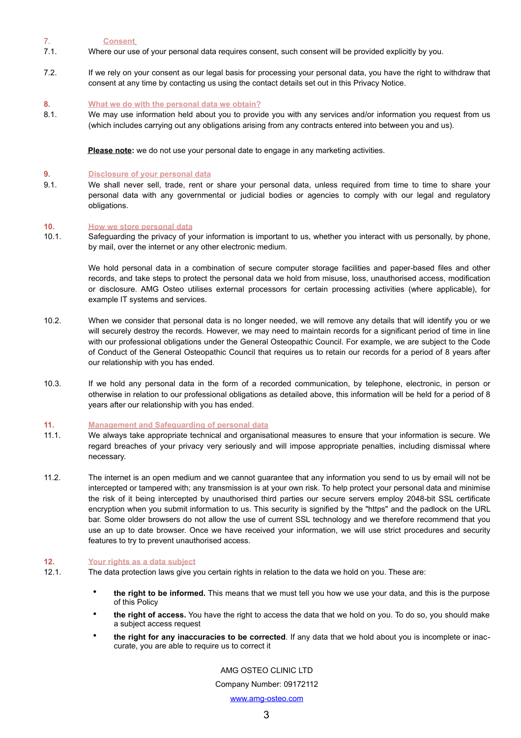## 7. Consent

7.1. Where our use of your personal data requires consent, such consent will be provided explicitly by you.

7.2. If we rely on your consent as our legal basis for processing your personal data, you have the right to withdraw that consent at any time by contacting us using the contact details set out in this Privacy Notice.

## 8. What we do with the personal data we obtain?

8.1. We may use information held about you to provide you with any services and/or information you request from us (which includes carrying out any obligations arising from any contracts entered into between you and us).

**Please note:** we do not use your personal date to engage in any marketing activities.

## 9. Disclosure of your personal data

9.1. We shall never sell, trade, rent or share your personal data, unless required from time to time to share your personal data with any governmental or judicial bodies or agencies to comply with our legal and regulatory obligations.

## 10. How we store personal data

10.1. Safeguarding the privacy of your information is important to us, whether you interact with us personally, by phone, by mail, over the internet or any other electronic medium.

We hold personal data in a combination of secure computer storage facilities and paper-based files and other records, and take steps to protect the personal data we hold from misuse, loss, unauthorised access, modification or disclosure. AMG Osteo utilises external processors for certain processing activities (where applicable), for example IT systems and services.

10.2. When we consider that personal data is no longer needed, we will remove any details that will identify you or we will securely destroy the records. However, we may need to maintain records for a significant period of time in line with our professional obligations under the General Osteopathic Council. For example, we are subject to the Code of Conduct of the General Osteopathic Council that requires us to retain our records for a period of 8 years after our relationship with you has ended.

10.3. If we hold any personal data in the form of a recorded communication, by telephone, electronic, in person or otherwise in relation to our professional obligations as detailed above, this information will be held for a period of 8 years after our relationship with you has ended.

## 11. Management and Safeguarding of personal data

11.1. We always take appropriate technical and organisational measures to ensure that your information is secure. We regard breaches of your privacy very seriously and will impose appropriate penalties, including dismissal where necessary.

11.2. The internet is an open medium and we cannot guarantee that any information you send to us by email will not be intercepted or tampered with; any transmission is at your own risk. To help protect your personal data and minimise the risk of it being intercepted by unauthorised third parties our secure servers employ 2048-bit SSL certificate encryption when you submit information to us. This security is signified by the "https" and the padlock on the URL bar. Some older browsers do not allow the use of current SSL technology and we therefore recommend that you use an up to date browser. Once we have received your information, we will use strict procedures and security features to try to prevent unauthorised access.

## 12. Your rights as a data subject

12.1. The data protection laws give you certain rights in relation to the data we hold on you. These are:

- **the right to be informed.** This means that we must tell you how we use your data, and this is the purpose of this Policy
- **the right of access.** You have the right to access the data that we hold on you. To do so, you should make a subject access request
- **the right for any inaccuracies to be corrected**. If any data that we hold about you is incomplete or inaccurate, you are able to require us to correct it

AMG OSTEO CLINIC LTD

Company Number: 09172112

www.amg-osteo.com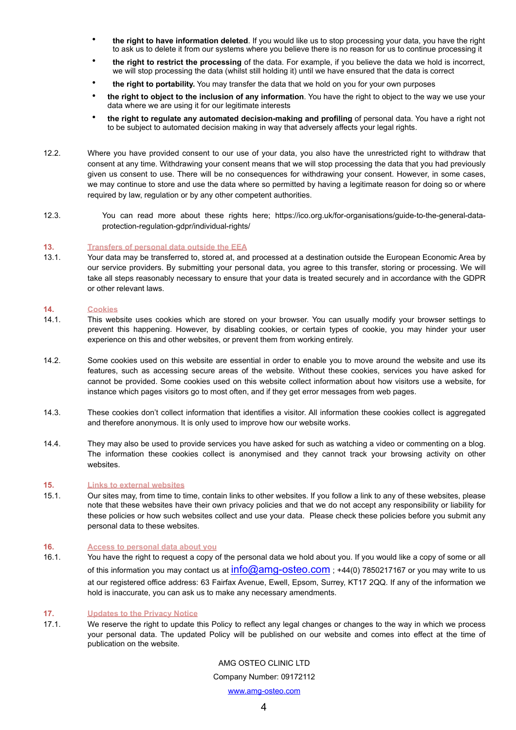- **the right to have information deleted**. If you would like us to stop processing your data, you have the right to ask us to delete it from our systems where you believe there is no reason for us to continue processing it
- **the right to restrict the processing** of the data. For example, if you believe the data we hold is incorrect, we will stop processing the data (whilst still holding it) until we have ensured that the data is correct
- **the right to portability.** You may transfer the data that we hold on you for your own purposes
- **the right to object to the inclusion of any information**. You have the right to object to the way we use your data where we are using it for our legitimate interests
- **the right to regulate any automated decision-making and profiling** of personal data. You have a right not to be subject to automated decision making in way that adversely affects your legal rights.

12.2. Where you have provided consent to our use of your data, you also have the unrestricted right to withdraw that consent at any time. Withdrawing your consent means that we will stop processing the data that you had previously given us consent to use. There will be no consequences for withdrawing your consent. However, in some cases, we may continue to store and use the data where so permitted by having a legitimate reason for doing so or where required by law, regulation or by any other competent authorities.

12.3. You can read more about these rights here; https://ico.org.uk/for-organisations/guide-to-the-general-data-protection-regulation-gdpr/individual-rights/

## 13. Transfers of personal data outside the EEA

13.1. Your data may be transferred to, stored at, and processed at a destination outside the European Economic Area by our service providers. By submitting your personal data, you agree to this transfer, storing or processing. We will take all steps reasonably necessary to ensure that your data is treated securely and in accordance with the GDPR or other relevant laws.

## 14. Cookies

14.1. This website uses cookies which are stored on your browser. You can usually modify your browser settings to prevent this happening. However, by disabling cookies, or certain types of cookie, you may hinder your user experience on this and other websites, or prevent them from working entirely.

14.2. Some cookies used on this website are essential in order to enable you to move around the website and use its features, such as accessing secure areas of the website. Without these cookies, services you have asked for cannot be provided. Some cookies used on this website collect information about how visitors use a website, for instance which pages visitors go to most often, and if they get error messages from web pages.

14.3. These cookies don't collect information that identifies a visitor. All information these cookies collect is aggregated and therefore anonymous. It is only used to improve how our website works.

14.4. They may also be used to provide services you have asked for such as watching a video or commenting on a blog. The information these cookies collect is anonymised and they cannot track your browsing activity on other websites.

## 15. Links to external websites

15.1. Our sites may, from time to time, contain links to other websites. If you follow a link to any of these websites, please note that these websites have their own privacy policies and that we do not accept any responsibility or liability for these policies or how such websites collect and use your data. Please check these policies before you submit any personal data to these websites.

## 16. Access to personal data about you

16.1. You have the right to request a copy of the personal data we hold about you. If you would like a copy of some or all of this information you may contact us at info@amg-osteo.com ; +44(0) 7850217167 or you may write to us at our registered office address: 63 Fairfax Avenue, Ewell, Epsom, Surrey, KT17 2QQ. If any of the information we hold is inaccurate, you can ask us to make any necessary amendments.

## 17. Updates to the Privacy Notice

17.1. We reserve the right to update this Policy to reflect any legal changes or changes to the way in which we process your personal data. The updated Policy will be published on our website and comes into effect at the time of publication on the website.

AMG OSTEO CLINIC LTD

Company Number: 09172112

www.amg-osteo.com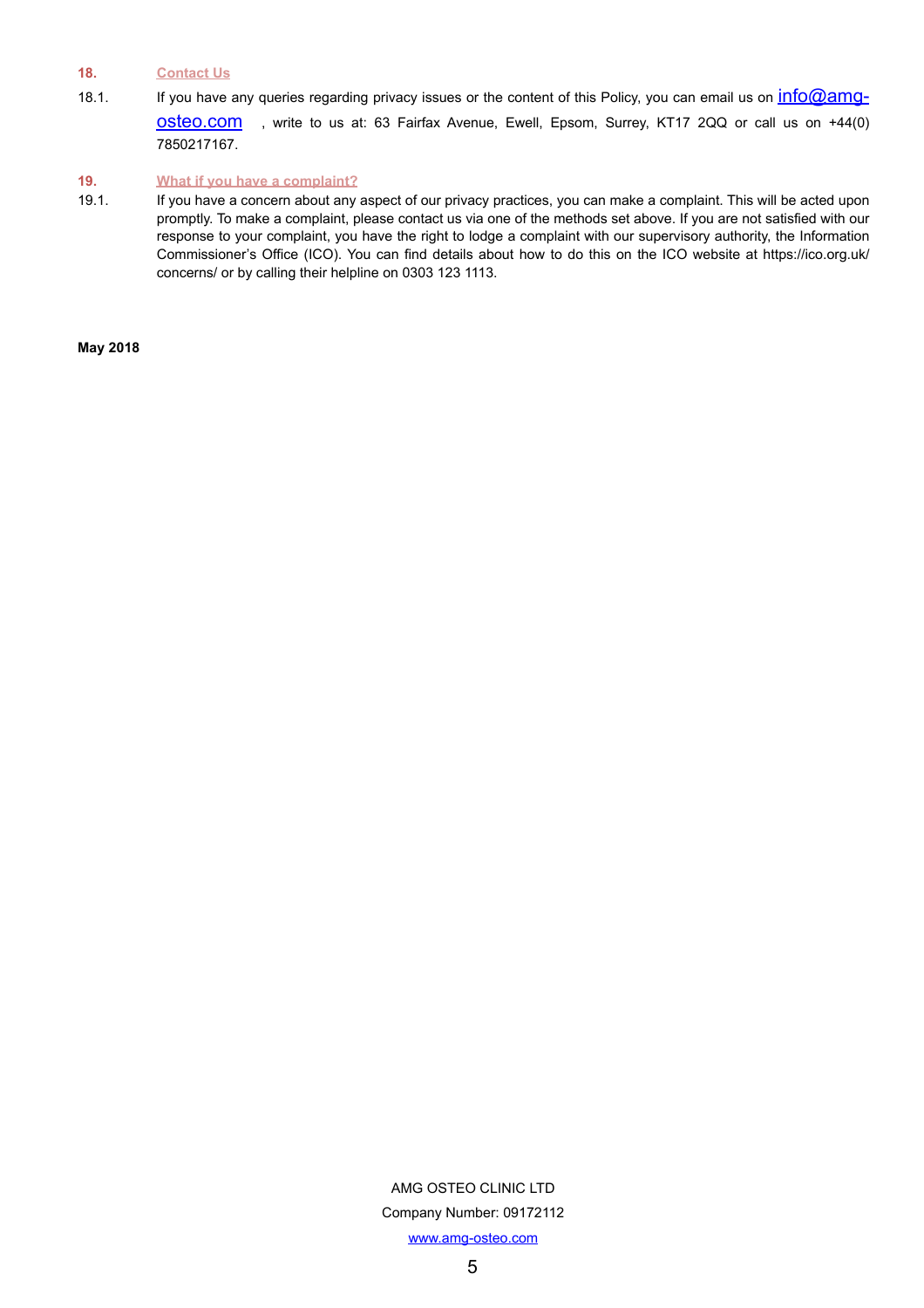## 18. Contact Us

18.1. If you have any queries regarding privacy issues or the content of this Policy, you can email us on info@amg-osteo.com , write to us at: 63 Fairfax Avenue, Ewell, Epsom, Surrey, KT17 2QQ or call us on +44(0) 7850217167.

## 19. What if you have a complaint?

19.1. If you have a concern about any aspect of our privacy practices, you can make a complaint. This will be acted upon promptly. To make a complaint, please contact us via one of the methods set above. If you are not satisfied with our response to your complaint, you have the right to lodge a complaint with our supervisory authority, the Information Commissioner's Office (ICO). You can find details about how to do this on the ICO website at https://ico.org.uk/concerns/ or by calling their helpline on 0303 123 1113.

**May 2018**

AMG OSTEO CLINIC LTD
Company Number: 09172112
www.amg-osteo.com